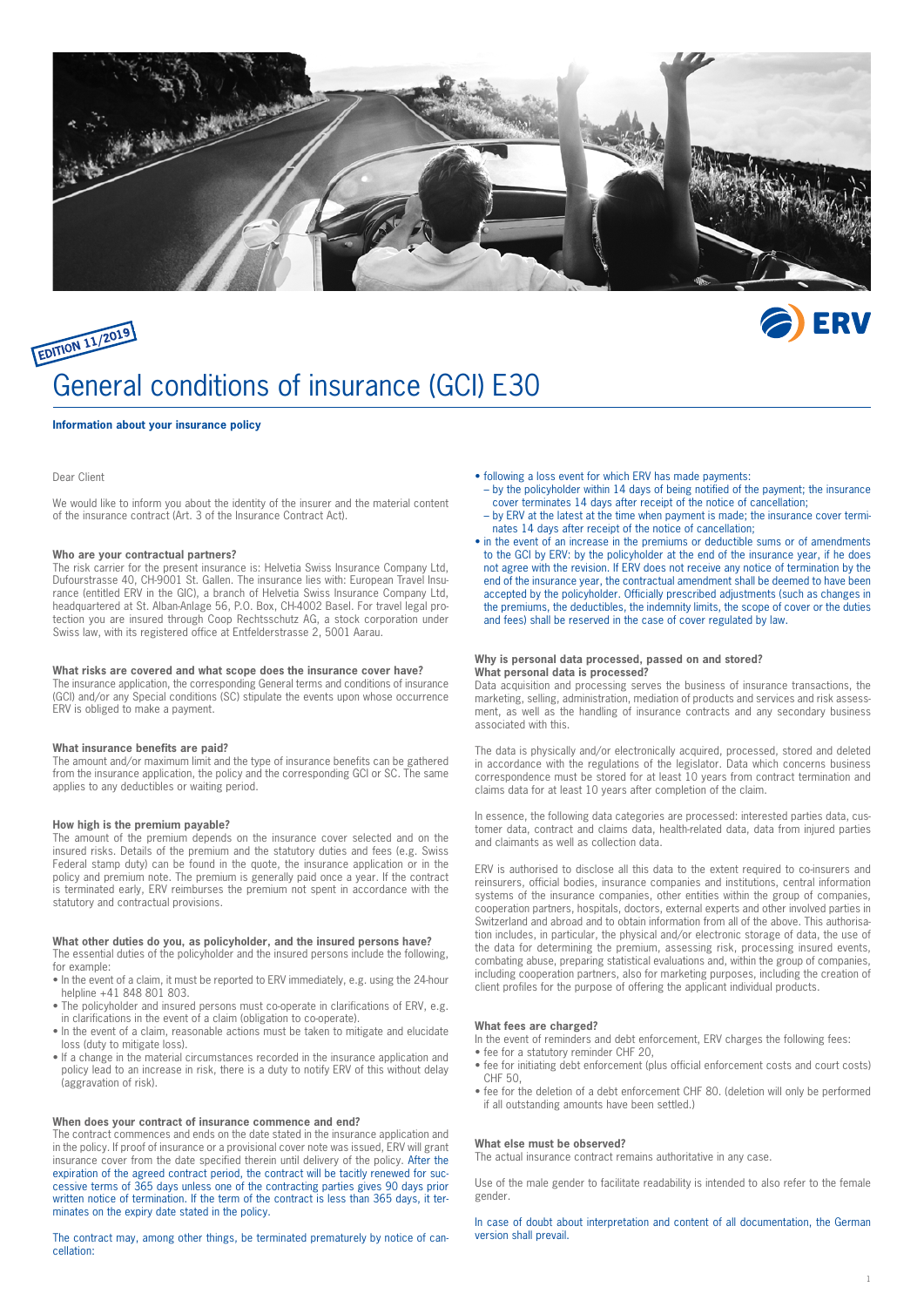EDITION 11/2019

# General conditions of insurance (GCI) E30

**Information about your insurance policy**

Dear Client

We would like to inform you about the identity of the insurer and the material content of the insurance contract (Art. 3 of the Insurance Contract Act).

### Who are your contractual partners?

The risk carrier for the present insurance is: Helvetia Swiss Insurance Company Ltd, Dufourstrasse 40, CH-9001 St. Gallen. The insurance lies with: European Travel Insurance (entitled ERV in the GIC), a branch of Helvetia Swiss Insurance Company Ltd, headquartered at St. Alban-Anlage 56, P.O. Box, CH-4002 Basel. For travel legal protection you are insured through Coop Rechtsschutz AG, a stock corporation under Swiss law, with its registered office at Entfelderstrasse 2, 5001 Aarau.

### What risks are covered and what scope does the insurance cover have?

The insurance application, the corresponding General terms and conditions of insurance (GCI) and/or any Special conditions (SC) stipulate the events upon whose occurrence ERV is obliged to make a payment.

### What insurance benefits are paid?

The amount and/or maximum limit and the type of insurance benefits can be gathered from the insurance application, the policy and the corresponding GCI or SC. The same applies to any deductibles or waiting period.

### How high is the premium payable?

The amount of the premium depends on the insurance cover selected and on the insured risks. Details of the premium and the statutory duties and fees (e.g. Swiss Federal stamp duty) can be found in the quote, the insurance application or in the policy and premium note. The premium is generally paid once a year. If the contract is terminated early, ERV reimburses the premium not spent in accordance with the statutory and contractual provisions.

### What other duties do you, as policyholder, and the insured persons have?

The essential duties of the policyholder and the insured persons include the following, for example:

- In the event of a claim, it must be reported to ERV immediately, e.g. using the 24-hour helpline +41 848 801 803.
- The policyholder and insured persons must co-operate in clarifications of ERV, e.g. in clarifications in the event of a claim (obligation to co-operate).
- In the event of a claim, reasonable actions must be taken to mitigate and elucidate loss (duty to mitigate loss).
- If a change in the material circumstances recorded in the insurance application and policy lead to an increase in risk, there is a duty to notify ERV of this without delay (aggravation of risk).

### When does your contract of insurance commence and end?

The contract commences and ends on the date stated in the insurance application and in the policy. If proof of insurance or a provisional cover note was issued, ERV will grant insurance cover from the date specified therein until delivery of the policy. After the expiration of the agreed contract period, the contract will be tacitly renewed for successive terms of 365 days unless one of the contracting parties gives 90 days prior written notice of termination. If the term of the contract is less than 365 days, it terminates on the expiry date stated in the policy.

The contract may, among other things, be terminated prematurely by notice of cancellation:

- following a loss event for which ERV has made payments:
  - by the policyholder within 14 days of being notified of the payment; the insurance cover terminates 14 days after receipt of the notice of cancellation;
  - by ERV at the latest at the time when payment is made; the insurance cover terminates 14 days after receipt of the notice of cancellation;
- in the event of an increase in the premiums or deductible sums or of amendments to the GCI by ERV: by the policyholder at the end of the insurance year, if he does not agree with the revision. If ERV does not receive any notice of termination by the end of the insurance year, the contractual amendment shall be deemed to have been accepted by the policyholder. Officially prescribed adjustments (such as changes in the premiums, the deductibles, the indemnity limits, the scope of cover or the duties and fees) shall be reserved in the case of cover regulated by law.

### Why is personal data processed, passed on and stored? What personal data is processed?

Data acquisition and processing serves the business of insurance transactions, the marketing, selling, administration, mediation of products and services and risk assessment, as well as the handling of insurance contracts and any secondary business associated with this.

The data is physically and/or electronically acquired, processed, stored and deleted in accordance with the regulations of the legislator. Data which concerns business correspondence must be stored for at least 10 years from contract termination and claims data for at least 10 years after completion of the claim.

In essence, the following data categories are processed: interested parties data, customer data, contract and claims data, health-related data, data from injured parties and claimants as well as collection data.

ERV is authorised to disclose all this data to the extent required to co-insurers and reinsurers, official bodies, insurance companies and institutions, central information systems of the insurance companies, other entities within the group of companies, cooperation partners, hospitals, doctors, external experts and other involved parties in Switzerland and abroad and to obtain information from all of the above. This authorisation includes, in particular, the physical and/or electronic storage of data, the use of the data for determining the premium, assessing risk, processing insured events, combating abuse, preparing statistical evaluations and, within the group of companies, including cooperation partners, also for marketing purposes, including the creation of client profiles for the purpose of offering the applicant individual products.

### What fees are charged?

In the event of reminders and debt enforcement, ERV charges the following fees:

- fee for a statutory reminder CHF 20,
- fee for initiating debt enforcement (plus official enforcement costs and court costs) CHF 50,
- fee for the deletion of a debt enforcement CHF 80. (deletion will only be performed if all outstanding amounts have been settled.)

### What else must be observed?

The actual insurance contract remains authoritative in any case.

Use of the male gender to facilitate readability is intended to also refer to the female gender.

In case of doubt about interpretation and content of all documentation, the German version shall prevail.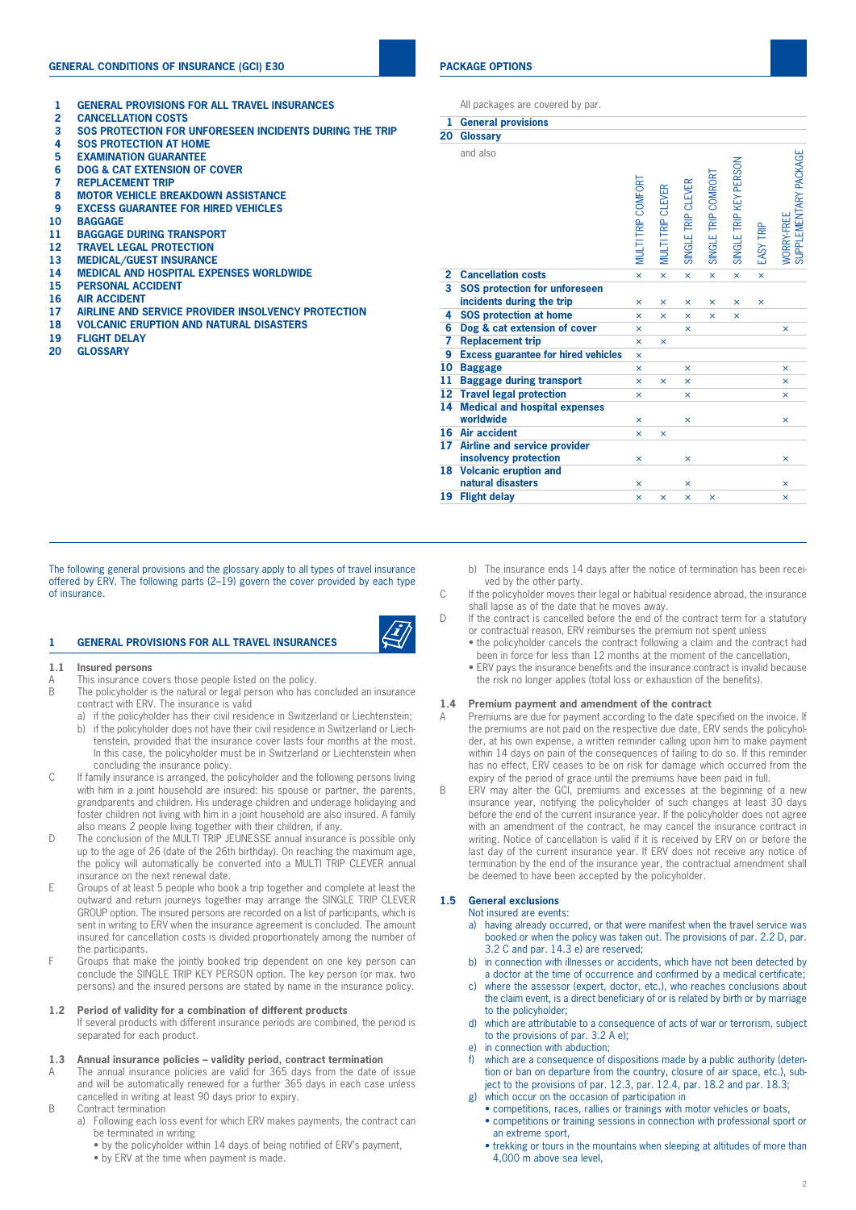## GENERAL CONDITIONS OF INSURANCE (GCI) E30

1 GENERAL PROVISIONS FOR ALL TRAVEL INSURANCES
2 CANCELLATION COSTS
3 SOS PROTECTION FOR UNFORESEEN INCIDENTS DURING THE TRIP
4 SOS PROTECTION AT HOME
5 EXAMINATION GUARANTEE
6 DOG & CAT EXTENSION OF COVER
7 REPLACEMENT TRIP
8 MOTOR VEHICLE BREAKDOWN ASSISTANCE
9 EXCESS GUARANTEE FOR HIRED VEHICLES
10 BAGGAGE
11 BAGGAGE DURING TRANSPORT
12 TRAVEL LEGAL PROTECTION
13 MEDICAL/GUEST INSURANCE
14 MEDICAL AND HOSPITAL EXPENSES WORLDWIDE
15 PERSONAL ACCIDENT
16 AIR ACCIDENT
17 AIRLINE AND SERVICE PROVIDER INSOLVENCY PROTECTION
18 VOLCANIC ERUPTION AND NATURAL DISASTERS
19 FLIGHT DELAY
20 GLOSSARY

## PACKAGE OPTIONS

All packages are covered by par.

**1 General provisions**
**20 Glossary**

and also

| | MULTI TRIP COMFORT | MULTI TRIP CLEVER | SINGLE TRIP CLEVER | SINGLE TRIP COMRORT | SINGLE TRIP KEY PERSON | EASY TRIP | WORRY-FREE SUPPLEMENTARY PACKAGE |
|---|---|---|---|---|---|---|---|
| **2 Cancellation costs** | × | × | × | × | × | × | |
| **3 SOS protection for unforeseen incidents during the trip** | × | × | × | × | × | × | |
| **4 SOS protection at home** | × | × | × | × | × | | |
| **6 Dog & cat extension of cover** | × | | × | | | | × |
| **7 Replacement trip** | × | × | | | | | |
| **9 Excess guarantee for hired vehicles** | × | | | | | | |
| **10 Baggage** | × | | × | | | | × |
| **11 Baggage during transport** | × | × | × | | | | × |
| **12 Travel legal protection** | × | | × | | | | × |
| **14 Medical and hospital expenses worldwide** | × | | × | | | | × |
| **16 Air accident** | × | × | | | | | |
| **17 Airline and service provider insolvency protection** | × | | × | | | | × |
| **18 Volcanic eruption and natural disasters** | × | | × | | | | × |
| **19 Flight delay** | × | × | × | × | | | × |

The following general provisions and the glossary apply to all types of travel insurance offered by ERV. The following parts (2–19) govern the cover provided by each type of insurance.

## 1 GENERAL PROVISIONS FOR ALL TRAVEL INSURANCES

### 1.1 Insured persons

A This insurance covers those people listed on the policy.

B The policyholder is the natural or legal person who has concluded an insurance contract with ERV. The insurance is valid
- a) if the policyholder has their civil residence in Switzerland or Liechtenstein;
- b) if the policyholder does not have their civil residence in Switzerland or Liechtenstein, provided that the insurance cover lasts four months at the most. In this case, the policyholder must be in Switzerland or Liechtenstein when concluding the insurance policy.

C If family insurance is arranged, the policyholder and the following persons living with him in a joint household are insured: his spouse or partner, the parents, grandparents and children. His underage children and underage holidaying and foster children not living with him in a joint household are also insured. A family also means 2 people living together with their children, if any.

D The conclusion of the MULTI TRIP JEUNESSE annual insurance is possible only up to the age of 26 (date of the 26th birthday). On reaching the maximum age, the policy will automatically be converted into a MULTI TRIP CLEVER annual insurance on the next renewal date.

E Groups of at least 5 people who book a trip together and complete at least the outward and return journeys together may arrange the SINGLE TRIP CLEVER GROUP option. The insured persons are recorded on a list of participants, which is sent in writing to ERV when the insurance agreement is concluded. The amount insured for cancellation costs is divided proportionately among the number of the participants.

F Groups that make the jointly booked trip dependent on one key person can conclude the SINGLE TRIP KEY PERSON option. The key person (or max. two persons) and the insured persons are stated by name in the insurance policy.

### 1.2 Period of validity for a combination of different products

If several products with different insurance periods are combined, the period is separated for each product.

### 1.3 Annual insurance policies – validity period, contract termination

A The annual insurance policies are valid for 365 days from the date of issue and will be automatically renewed for a further 365 days in each case unless cancelled in writing at least 90 days prior to expiry.

B Contract termination
- a) Following each loss event for which ERV makes payments, the contract can be terminated in writing
  - by the policyholder within 14 days of being notified of ERV's payment,
  - by ERV at the time when payment is made.
- b) The insurance ends 14 days after the notice of termination has been received by the other party.

C If the policyholder moves their legal or habitual residence abroad, the insurance shall lapse as of the date that he moves away.

D If the contract is cancelled before the end of the contract term for a statutory or contractual reason, ERV reimburses the premium not spent unless
- the policyholder cancels the contract following a claim and the contract had been in force for less than 12 months at the moment of the cancellation,
- ERV pays the insurance benefits and the insurance contract is invalid because the risk no longer applies (total loss or exhaustion of the benefits).

### 1.4 Premium payment and amendment of the contract

A Premiums are due for payment according to the date specified on the invoice. If the premiums are not paid on the respective due date, ERV sends the policyholder, at his own expense, a written reminder calling upon him to make payment within 14 days on pain of the consequences of failing to do so. If this reminder has no effect, ERV ceases to be on risk for damage which occurred from the expiry of the period of grace until the premiums have been paid in full.

B ERV may alter the GCI, premiums and excesses at the beginning of a new insurance year, notifying the policyholder of such changes at least 30 days before the end of the current insurance year. If the policyholder does not agree with an amendment of the contract, he may cancel the insurance contract in writing. Notice of cancellation is valid if it is received by ERV on or before the last day of the current insurance year. If ERV does not receive any notice of termination by the end of the insurance year, the contractual amendment shall be deemed to have been accepted by the policyholder.

### 1.5 General exclusions

Not insured are events:
- a) having already occurred, or that were manifest when the travel service was booked or when the policy was taken out. The provisions of par. 2.2 D, par. 3.2 C and par. 14.3 e) are reserved;
- b) in connection with illnesses or accidents, which have not been detected by a doctor at the time of occurrence and confirmed by a medical certificate;
- c) where the assessor (expert, doctor, etc.), who reaches conclusions about the claim event, is a direct beneficiary of or is related by birth or by marriage to the policyholder;
- d) which are attributable to a consequence of acts of war or terrorism, subject to the provisions of par. 3.2 A e);
- e) in connection with abduction;
- f) which are a consequence of dispositions made by a public authority (detention or ban on departure from the country, closure of air space, etc.), subject to the provisions of par. 12.3, par. 12.4, par. 18.2 and par. 18.3;
- g) which occur on the occasion of participation in
  - competitions, races, rallies or trainings with motor vehicles or boats,
  - competitions or training sessions in connection with professional sport or an extreme sport,
  - trekking or tours in the mountains when sleeping at altitudes of more than 4,000 m above sea level,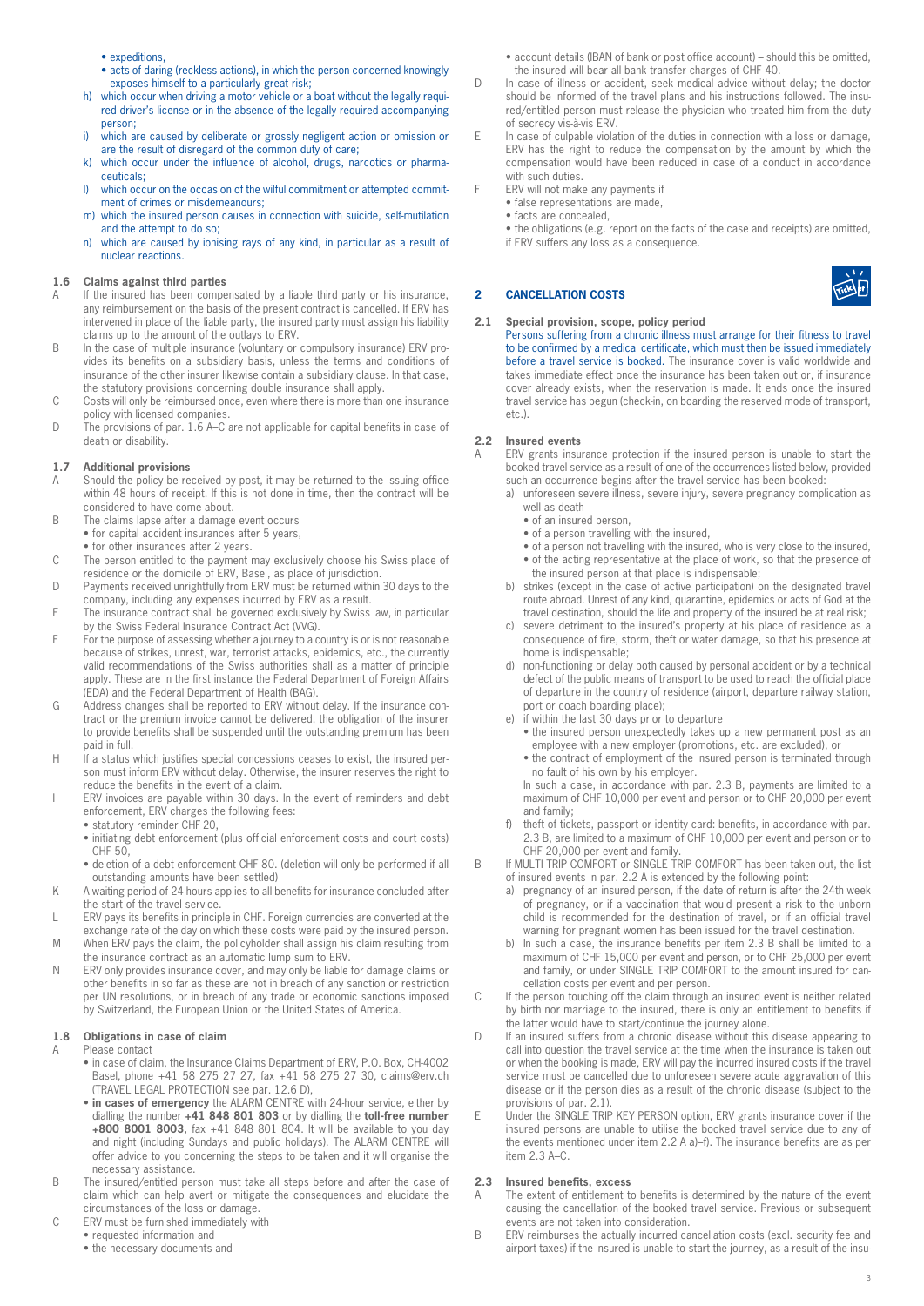- expeditions,
- acts of daring (reckless actions), in which the person concerned knowingly exposes himself to a particularly great risk;

h) which occur when driving a motor vehicle or a boat without the legally required driver's license or in the absence of the legally required accompanying person;

i) which are caused by deliberate or grossly negligent action or omission or are the result of disregard of the common duty of care;

k) which occur under the influence of alcohol, drugs, narcotics or pharmaceuticals;

l) which occur on the occasion of the wilful commitment or attempted commitment of crimes or misdemeanours;

m) which the insured person causes in connection with suicide, self-mutilation and the attempt to do so;

n) which are caused by ionising rays of any kind, in particular as a result of nuclear reactions.

### 1.6 Claims against third parties

A If the insured has been compensated by a liable third party or his insurance, any reimbursement on the basis of the present contract is cancelled. If ERV has intervened in place of the liable party, the insured party must assign his liability claims up to the amount of the outlays to ERV.

B In the case of multiple insurance (voluntary or compulsory insurance) ERV provides its benefits on a subsidiary basis, unless the terms and conditions of insurance of the other insurer likewise contain a subsidiary clause. In that case, the statutory provisions concerning double insurance shall apply.

C Costs will only be reimbursed once, even where there is more than one insurance policy with licensed companies.

D The provisions of par. 1.6 A–C are not applicable for capital benefits in case of death or disability.

### 1.7 Additional provisions

A Should the policy be received by post, it may be returned to the issuing office within 48 hours of receipt. If this is not done in time, then the contract will be considered to have come about.

B The claims lapse after a damage event occurs
- for capital accident insurances after 5 years,
- for other insurances after 2 years.

C The person entitled to the payment may exclusively choose his Swiss place of residence or the domicile of ERV, Basel, as place of jurisdiction.

D Payments received unrightfully from ERV must be returned within 30 days to the company, including any expenses incurred by ERV as a result.

E The insurance contract shall be governed exclusively by Swiss law, in particular by the Swiss Federal Insurance Contract Act (VVG).

F For the purpose of assessing whether a journey to a country is or is not reasonable because of strikes, unrest, war, terrorist attacks, epidemics, etc., the currently valid recommendations of the Swiss authorities shall as a matter of principle apply. These are in the first instance the Federal Department of Foreign Affairs (EDA) and the Federal Department of Health (BAG).

G Address changes shall be reported to ERV without delay. If the insurance contract or the premium invoice cannot be delivered, the obligation of the insurer to provide benefits shall be suspended until the outstanding premium has been paid in full.

H If a status which justifies special concessions ceases to exist, the insured person must inform ERV without delay. Otherwise, the insurer reserves the right to reduce the benefits in the event of a claim.

I ERV invoices are payable within 30 days. In the event of reminders and debt enforcement, ERV charges the following fees:
- statutory reminder CHF 20,
- initiating debt enforcement (plus official enforcement costs and court costs) CHF 50,
- deletion of a debt enforcement CHF 80. (deletion will only be performed if all outstanding amounts have been settled)

K A waiting period of 24 hours applies to all benefits for insurance concluded after the start of the travel service.

L ERV pays its benefits in principle in CHF. Foreign currencies are converted at the exchange rate of the day on which these costs were paid by the insured person.

M When ERV pays the claim, the policyholder shall assign his claim resulting from the insurance contract as an automatic lump sum to ERV.

N ERV only provides insurance cover, and may only be liable for damage claims or other benefits in so far as these are not in breach of any sanction or restriction per UN resolutions, or in breach of any trade or economic sanctions imposed by Switzerland, the European Union or the United States of America.

### 1.8 Obligations in case of claim

A Please contact
- in case of claim, the Insurance Claims Department of ERV, P.O. Box, CH-4002 Basel, phone +41 58 275 27 27, fax +41 58 275 27 30, claims@erv.ch (TRAVEL LEGAL PROTECTION see par. 12.6 D),
- **in cases of emergency** the ALARM CENTRE with 24-hour service, either by dialling the number **+41 848 801 803** or by dialling the **toll-free number +800 8001 8003,** fax +41 848 801 804. It will be available to you day and night (including Sundays and public holidays). The ALARM CENTRE will offer advice to you concerning the steps to be taken and it will organise the necessary assistance.

B The insured/entitled person must take all steps before and after the case of claim which can help avert or mitigate the consequences and elucidate the circumstances of the loss or damage.

C ERV must be furnished immediately with
- requested information and
- the necessary documents and
- account details (IBAN of bank or post office account) – should this be omitted, the insured will bear all bank transfer charges of CHF 40.

D In case of illness or accident, seek medical advice without delay; the doctor should be informed of the travel plans and his instructions followed. The insured/entitled person must release the physician who treated him from the duty of secrecy vis-à-vis ERV.

E In case of culpable violation of the duties in connection with a loss or damage, ERV has the right to reduce the compensation by the amount by which the compensation would have been reduced in case of a conduct in accordance with such duties.

F ERV will not make any payments if
- false representations are made,
- facts are concealed,
- the obligations (e.g. report on the facts of the case and receipts) are omitted,

if ERV suffers any loss as a consequence.

## 2 CANCELLATION COSTS

### 2.1 Special provision, scope, policy period

Persons suffering from a chronic illness must arrange for their fitness to travel to be confirmed by a medical certificate, which must then be issued immediately before a travel service is booked. The insurance cover is valid worldwide and takes immediate effect once the insurance has been taken out or, if insurance cover already exists, when the reservation is made. It ends once the insured travel service has begun (check-in, on boarding the reserved mode of transport, etc.).

### 2.2 Insured events

A ERV grants insurance protection if the insured person is unable to start the booked travel service as a result of one of the occurrences listed below, provided such an occurrence begins after the travel service has been booked:

a) unforeseen severe illness, severe injury, severe pregnancy complication as well as death
- of an insured person,
- of a person travelling with the insured,
- of a person not travelling with the insured, who is very close to the insured,
- of the acting representative at the place of work, so that the presence of the insured person at that place is indispensable;

b) strikes (except in the case of active participation) on the designated travel route abroad. Unrest of any kind, quarantine, epidemics or acts of God at the travel destination, should the life and property of the insured be at real risk;

c) severe detriment to the insured's property at his place of residence as a consequence of fire, storm, theft or water damage, so that his presence at home is indispensable;

d) non-functioning or delay both caused by personal accident or by a technical defect of the public means of transport to be used to reach the official place of departure in the country of residence (airport, departure railway station, port or coach boarding place);

e) if within the last 30 days prior to departure
- the insured person unexpectedly takes up a new permanent post as an employee with a new employer (promotions, etc. are excluded), or
- the contract of employment of the insured person is terminated through no fault of his own by his employer.

In such a case, in accordance with par. 2.3 B, payments are limited to a maximum of CHF 10,000 per event and person or to CHF 20,000 per event and family;

f) theft of tickets, passport or identity card: benefits, in accordance with par. 2.3 B, are limited to a maximum of CHF 10,000 per event and person or to CHF 20,000 per event and family.

B If MULTI TRIP COMFORT or SINGLE TRIP COMFORT has been taken out, the list of insured events in par. 2.2 A is extended by the following point:

a) pregnancy of an insured person, if the date of return is after the 24th week of pregnancy, or if a vaccination that would present a risk to the unborn child is recommended for the destination of travel, or if an official travel warning for pregnant women has been issued for the travel destination.

b) In such a case, the insurance benefits per item 2.3 B shall be limited to a maximum of CHF 15,000 per event and person, or to CHF 25,000 per event and family, or under SINGLE TRIP COMFORT to the amount insured for cancellation costs per event and per person.

C If the person touching off the claim through an insured event is neither related by birth nor marriage to the insured, there is only an entitlement to benefits if the latter would have to start/continue the journey alone.

D If an insured suffers from a chronic disease without this disease appearing to call into question the travel service at the time when the insurance is taken out or when the booking is made, ERV will pay the incurred insured costs if the travel service must be cancelled due to unforeseen severe acute aggravation of this disease or if the person dies as a result of the chronic disease (subject to the provisions of par. 2.1).

E Under the SINGLE TRIP KEY PERSON option, ERV grants insurance cover if the insured persons are unable to utilise the booked travel service due to any of the events mentioned under item 2.2 A a)–f). The insurance benefits are as per item 2.3 A–C.

### 2.3 Insured benefits, excess

A The extent of entitlement to benefits is determined by the nature of the event causing the cancellation of the booked travel service. Previous or subsequent events are not taken into consideration.

B ERV reimburses the actually incurred cancellation costs (excl. security fee and airport taxes) if the insured is unable to start the journey, as a result of the insu-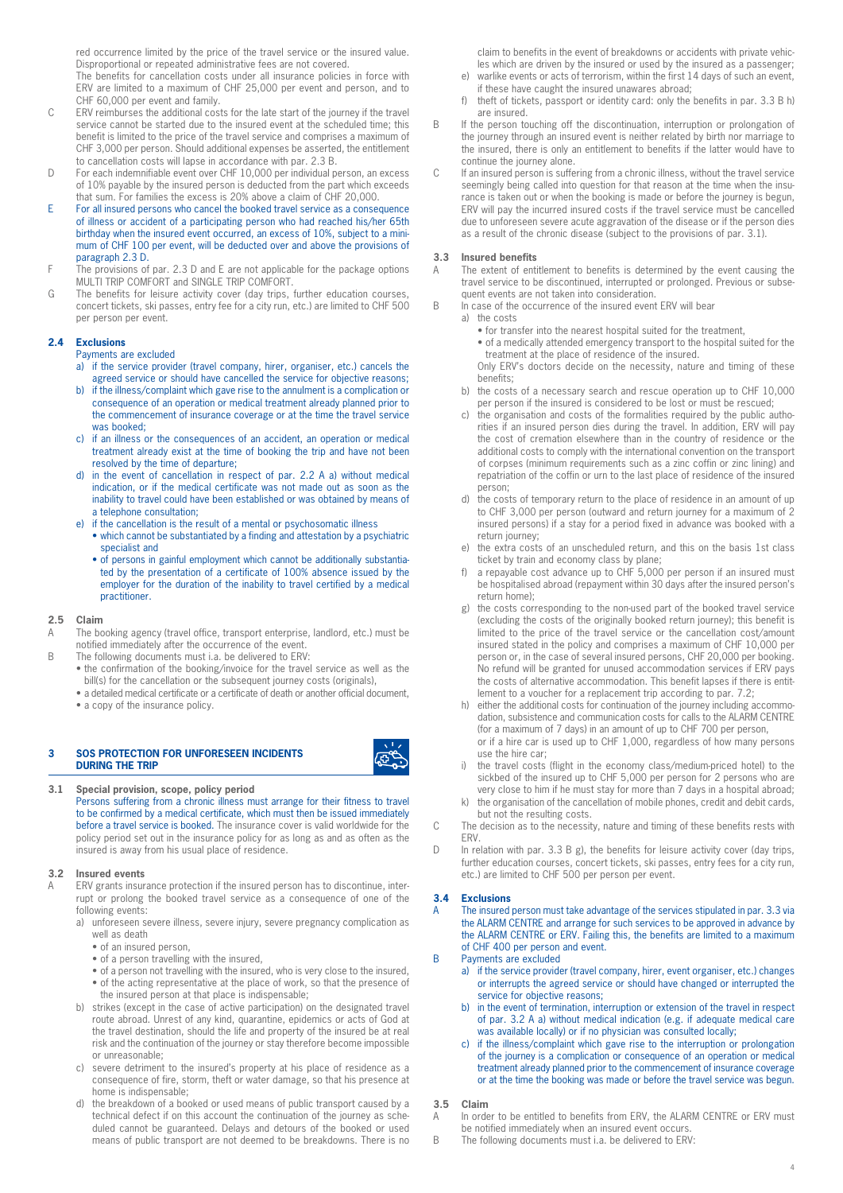red occurrence limited by the price of the travel service or the insured value. Disproportional or repeated administrative fees are not covered.
The benefits for cancellation costs under all insurance policies in force with ERV are limited to a maximum of CHF 25,000 per event and person, and to CHF 60,000 per event and family.

C ERV reimburses the additional costs for the late start of the journey if the travel service cannot be started due to the insured event at the scheduled time; this benefit is limited to the price of the travel service and comprises a maximum of CHF 3,000 per person. Should additional expenses be asserted, the entitlement to cancellation costs will lapse in accordance with par. 2.3 B.

D For each indemnifiable event over CHF 10,000 per individual person, an excess of 10% payable by the insured person is deducted from the part which exceeds that sum. For families the excess is 20% above a claim of CHF 20,000.

E For all insured persons who cancel the booked travel service as a consequence of illness or accident of a participating person who had reached his/her 65th birthday when the insured event occurred, an excess of 10%, subject to a minimum of CHF 100 per event, will be deducted over and above the provisions of paragraph 2.3 D.

F The provisions of par. 2.3 D and E are not applicable for the package options MULTI TRIP COMFORT and SINGLE TRIP COMFORT.

G The benefits for leisure activity cover (day trips, further education courses, concert tickets, ski passes, entry fee for a city run, etc.) are limited to CHF 500 per person per event.

### 2.4 Exclusions

Payments are excluded

a) if the service provider (travel company, hirer, organiser, etc.) cancels the agreed service or should have cancelled the service for objective reasons;
b) if the illness/complaint which gave rise to the annulment is a complication or consequence of an operation or medical treatment already planned prior to the commencement of insurance coverage or at the time the travel service was booked;
c) if an illness or the consequences of an accident, an operation or medical treatment already exist at the time of booking the trip and have not been resolved by the time of departure;
d) in the event of cancellation in respect of par. 2.2 A a) without medical indication, or if the medical certificate was not made out as soon as the inability to travel could have been established or was obtained by means of a telephone consultation;
e) if the cancellation is the result of a mental or psychosomatic illness
   - which cannot be substantiated by a finding and attestation by a psychiatric specialist and
   - of persons in gainful employment which cannot be additionally substantiated by the presentation of a certificate of 100% absence issued by the employer for the duration of the inability to travel certified by a medical practitioner.

### 2.5 Claim

A The booking agency (travel office, transport enterprise, landlord, etc.) must be notified immediately after the occurrence of the event.

B The following documents must i.a. be delivered to ERV:
- the confirmation of the booking/invoice for the travel service as well as the bill(s) for the cancellation or the subsequent journey costs (originals),
- a detailed medical certificate or a certificate of death or another official document,
- a copy of the insurance policy.

## 3 SOS PROTECTION FOR UNFORESEEN INCIDENTS DURING THE TRIP

### 3.1 Special provision, scope, policy period

Persons suffering from a chronic illness must arrange for their fitness to travel to be confirmed by a medical certificate, which must then be issued immediately before a travel service is booked. The insurance cover is valid worldwide for the policy period set out in the insurance policy for as long as and as often as the insured is away from his usual place of residence.

### 3.2 Insured events

A ERV grants insurance protection if the insured person has to discontinue, interrupt or prolong the booked travel service as a consequence of one of the following events:

a) unforeseen severe illness, severe injury, severe pregnancy complication as well as death
   - of an insured person,
   - of a person travelling with the insured,
   - of a person not travelling with the insured, who is very close to the insured,
   - of the acting representative at the place of work, so that the presence of the insured person at that place is indispensable;
b) strikes (except in the case of active participation) on the designated travel route abroad. Unrest of any kind, quarantine, epidemics or acts of God at the travel destination, should the life and property of the insured be at real risk and the continuation of the journey or stay therefore become impossible or unreasonable;
c) severe detriment to the insured's property at his place of residence as a consequence of fire, storm, theft or water damage, so that his presence at home is indispensable;
d) the breakdown of a booked or used means of public transport caused by a technical defect if on this account the continuation of the journey as scheduled cannot be guaranteed. Delays and detours of the booked or used means of public transport are not deemed to be breakdowns. There is no claim to benefits in the event of breakdowns or accidents with private vehicles which are driven by the insured or used by the insured as a passenger;
e) warlike events or acts of terrorism, within the first 14 days of such an event, if these have caught the insured unawares abroad;
f) theft of tickets, passport or identity card: only the benefits in par. 3.3 B h) are insured.

B If the person touching off the discontinuation, interruption or prolongation of the journey through an insured event is neither related by birth nor marriage to the insured, there is only an entitlement to benefits if the latter would have to continue the journey alone.

C If an insured person is suffering from a chronic illness, without the travel service seemingly being called into question for that reason at the time when the insurance is taken out or when the booking is made or before the journey is begun, ERV will pay the incurred insured costs if the travel service must be cancelled due to unforeseen severe acute aggravation of the disease or if the person dies as a result of the chronic disease (subject to the provisions of par. 3.1).

### 3.3 Insured benefits

A The extent of entitlement to benefits is determined by the event causing the travel service to be discontinued, interrupted or prolonged. Previous or subsequent events are not taken into consideration.

B In case of the occurrence of the insured event ERV will bear

a) the costs
   - for transfer into the nearest hospital suited for the treatment,
   - of a medically attended emergency transport to the hospital suited for the treatment at the place of residence of the insured.

   Only ERV's doctors decide on the necessity, nature and timing of these benefits;
b) the costs of a necessary search and rescue operation up to CHF 10,000 per person if the insured is considered to be lost or must be rescued;
c) the organisation and costs of the formalities required by the public authorities if an insured person dies during the travel. In addition, ERV will pay the cost of cremation elsewhere than in the country of residence or the additional costs to comply with the international convention on the transport of corpses (minimum requirements such as a zinc coffin or zinc lining) and repatriation of the coffin or urn to the last place of residence of the insured person;
d) the costs of temporary return to the place of residence in an amount of up to CHF 3,000 per person (outward and return journey for a maximum of 2 insured persons) if a stay for a period fixed in advance was booked with a return journey;
e) the extra costs of an unscheduled return, and this on the basis 1st class ticket by train and economy class by plane;
f) a repayable cost advance up to CHF 5,000 per person if an insured must be hospitalised abroad (repayment within 30 days after the insured person's return home);
g) the costs corresponding to the non-used part of the booked travel service (excluding the costs of the originally booked return journey); this benefit is limited to the price of the travel service or the cancellation cost/amount insured stated in the policy and comprises a maximum of CHF 10,000 per person or, in the case of several insured persons, CHF 20,000 per booking. No refund will be granted for unused accommodation services if ERV pays the costs of alternative accommodation. This benefit lapses if there is entitlement to a voucher for a replacement trip according to par. 7.2;
h) either the additional costs for continuation of the journey including accommodation, subsistence and communication costs for calls to the ALARM CENTRE (for a maximum of 7 days) in an amount of up to CHF 700 per person, or if a hire car is used up to CHF 1,000, regardless of how many persons use the hire car;
i) the travel costs (flight in the economy class/medium-priced hotel) to the sickbed of the insured up to CHF 5,000 per person for 2 persons who are very close to him if he must stay for more than 7 days in a hospital abroad;
k) the organisation of the cancellation of mobile phones, credit and debit cards, but not the resulting costs.

C The decision as to the necessity, nature and timing of these benefits rests with ERV.

D In relation with par. 3.3 B g), the benefits for leisure activity cover (day trips, further education courses, concert tickets, ski passes, entry fees for a city run, etc.) are limited to CHF 500 per person per event.

### 3.4 Exclusions

A The insured person must take advantage of the services stipulated in par. 3.3 via the ALARM CENTRE and arrange for such services to be approved in advance by the ALARM CENTRE or ERV. Failing this, the benefits are limited to a maximum of CHF 400 per person and event.

B Payments are excluded

a) if the service provider (travel company, hirer, event organiser, etc.) changes or interrupts the agreed service or should have changed or interrupted the service for objective reasons;
b) in the event of termination, interruption or extension of the travel in respect of par. 3.2 A a) without medical indication (e.g. if adequate medical care was available locally) or if no physician was consulted locally;
c) if the illness/complaint which gave rise to the interruption or prolongation of the journey is a complication or consequence of an operation or medical treatment already planned prior to the commencement of insurance coverage or at the time the booking was made or before the travel service was begun.

### 3.5 Claim

A In order to be entitled to benefits from ERV, the ALARM CENTRE or ERV must be notified immediately when an insured event occurs.

B The following documents must i.a. be delivered to ERV: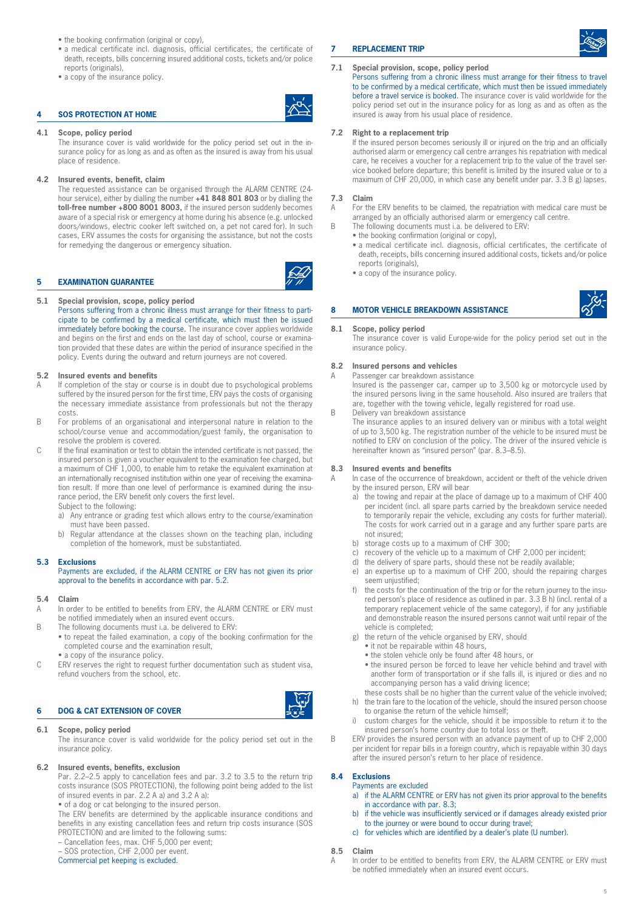- the booking confirmation (original or copy),
- a medical certificate incl. diagnosis, official certificates, the certificate of death, receipts, bills concerning insured additional costs, tickets and/or police reports (originals),
- a copy of the insurance policy.

## 4 SOS PROTECTION AT HOME

**4.1 Scope, policy period**

The insurance cover is valid worldwide for the policy period set out in the insurance policy for as long as and as often as the insured is away from his usual place of residence.

**4.2 Insured events, benefit, claim**

The requested assistance can be organised through the ALARM CENTRE (24-hour service), either by dialling the number **+41 848 801 803** or by dialling the **toll-free number +800 8001 8003,** if the insured person suddenly becomes aware of a special risk or emergency at home during his absence (e.g. unlocked doors/windows, electric cooker left switched on, a pet not cared for). In such cases, ERV assumes the costs for organising the assistance, but not the costs for remedying the dangerous or emergency situation.

## 5 EXAMINATION GUARANTEE

**5.1 Special provision, scope, policy period**

Persons suffering from a chronic illness must arrange for their fitness to participate to be confirmed by a medical certificate, which must then be issued immediately before booking the course. The insurance cover applies worldwide and begins on the first and ends on the last day of school, course or examination provided that these dates are within the period of insurance specified in the policy. Events during the outward and return journeys are not covered.

**5.2 Insured events and benefits**

A If completion of the stay or course is in doubt due to psychological problems suffered by the insured person for the first time, ERV pays the costs of organising the necessary immediate assistance from professionals but not the therapy costs.

B For problems of an organisational and interpersonal nature in relation to the school/course venue and accommodation/guest family, the organisation to resolve the problem is covered.

C If the final examination or test to obtain the intended certificate is not passed, the insured person is given a voucher equivalent to the examination fee charged, but a maximum of CHF 1,000, to enable him to retake the equivalent examination at an internationally recognised institution within one year of receiving the examination result. If more than one level of performance is examined during the insurance period, the ERV benefit only covers the first level.
Subject to the following:
a) Any entrance or grading test which allows entry to the course/examination must have been passed.
b) Regular attendance at the classes shown on the teaching plan, including completion of the homework, must be substantiated.

**5.3 Exclusions**

Payments are excluded, if the ALARM CENTRE or ERV has not given its prior approval to the benefits in accordance with par. 5.2.

**5.4 Claim**

A In order to be entitled to benefits from ERV, the ALARM CENTRE or ERV must be notified immediately when an insured event occurs.

B The following documents must i.a. be delivered to ERV:
- to repeat the failed examination, a copy of the booking confirmation for the completed course and the examination result,
- a copy of the insurance policy.

C ERV reserves the right to request further documentation such as student visa, refund vouchers from the school, etc.

## 6 DOG & CAT EXTENSION OF COVER

**6.1 Scope, policy period**

The insurance cover is valid worldwide for the policy period set out in the insurance policy.

**6.2 Insured events, benefits, exclusion**

Par. 2.2–2.5 apply to cancellation fees and par. 3.2 to 3.5 to the return trip costs insurance (SOS PROTECTION), the following point being added to the list of insured events in par. 2.2 A a) and 3.2 A a):
- of a dog or cat belonging to the insured person.

The ERV benefits are determined by the applicable insurance conditions and benefits in any existing cancellation fees and return trip costs insurance (SOS PROTECTION) and are limited to the following sums:
– Cancellation fees, max. CHF 5,000 per event;
– SOS protection, CHF 2,000 per event.

Commercial pet keeping is excluded.

## 7 REPLACEMENT TRIP

**7.1 Special provision, scope, policy period**

Persons suffering from a chronic illness must arrange for their fitness to travel to be confirmed by a medical certificate, which must then be issued immediately before a travel service is booked. The insurance cover is valid worldwide for the policy period set out in the insurance policy for as long as and as often as the insured is away from his usual place of residence.

**7.2 Right to a replacement trip**

If the insured person becomes seriously ill or injured on the trip and an officially authorised alarm or emergency call centre arranges his repatriation with medical care, he receives a voucher for a replacement trip to the value of the travel service booked before departure; this benefit is limited by the insured value or to a maximum of CHF 20,000, in which case any benefit under par. 3.3 B g) lapses.

**7.3 Claim**

A For the ERV benefits to be claimed, the repatriation with medical care must be arranged by an officially authorised alarm or emergency call centre.

B The following documents must i.a. be delivered to ERV:
- the booking confirmation (original or copy),
- a medical certificate incl. diagnosis, official certificates, the certificate of death, receipts, bills concerning insured additional costs, tickets and/or police reports (originals),
- a copy of the insurance policy.

## 8 MOTOR VEHICLE BREAKDOWN ASSISTANCE

**8.1 Scope, policy period**

The insurance cover is valid Europe-wide for the policy period set out in the insurance policy.

**8.2 Insured persons and vehicles**

A Passenger car breakdown assistance
Insured is the passenger car, camper up to 3,500 kg or motorcycle used by the insured persons living in the same household. Also insured are trailers that are, together with the towing vehicle, legally registered for road use.

B Delivery van breakdown assistance
The insurance applies to an insured delivery van or minibus with a total weight of up to 3,500 kg. The registration number of the vehicle to be insured must be notified to ERV on conclusion of the policy. The driver of the insured vehicle is hereinafter known as "insured person" (par. 8.3–8.5).

**8.3 Insured events and benefits**

A In case of the occurrence of breakdown, accident or theft of the vehicle driven by the insured person, ERV will bear
a) the towing and repair at the place of damage up to a maximum of CHF 400 per incident (incl. all spare parts carried by the breakdown service needed to temporarily repair the vehicle, excluding any costs for further material). The costs for work carried out in a garage and any further spare parts are not insured;
b) storage costs up to a maximum of CHF 300;
c) recovery of the vehicle up to a maximum of CHF 2,000 per incident;
d) the delivery of spare parts, should these not be readily available;
e) an expertise up to a maximum of CHF 200, should the repairing charges seem unjustified;
f) the costs for the continuation of the trip or for the return journey to the insured person's place of residence as outlined in par. 3.3 B h) (incl. rental of a temporary replacement vehicle of the same category), if for any justifiable and demonstrable reason the insured persons cannot wait until repair of the vehicle is completed;
g) the return of the vehicle organised by ERV, should
   - it not be repairable within 48 hours,
   - the stolen vehicle only be found after 48 hours, or
   - the insured person be forced to leave her vehicle behind and travel with another form of transportation or if she falls ill, is injured or dies and no accompanying person has a valid driving licence;

   these costs shall be no higher than the current value of the vehicle involved;
h) the train fare to the location of the vehicle, should the insured person choose to organise the return of the vehicle himself;
i) custom charges for the vehicle, should it be impossible to return it to the insured person's home country due to total loss or theft.

B ERV provides the insured person with an advance payment of up to CHF 2,000 per incident for repair bills in a foreign country, which is repayable within 30 days after the insured person's return to her place of residence.

**8.4 Exclusions**

Payments are excluded
a) if the ALARM CENTRE or ERV has not given its prior approval to the benefits in accordance with par. 8.3;
b) if the vehicle was insufficiently serviced or if damages already existed prior to the journey or were bound to occur during travel;
c) for vehicles which are identified by a dealer's plate (U number).

**8.5 Claim**

A In order to be entitled to benefits from ERV, the ALARM CENTRE or ERV must be notified immediately when an insured event occurs.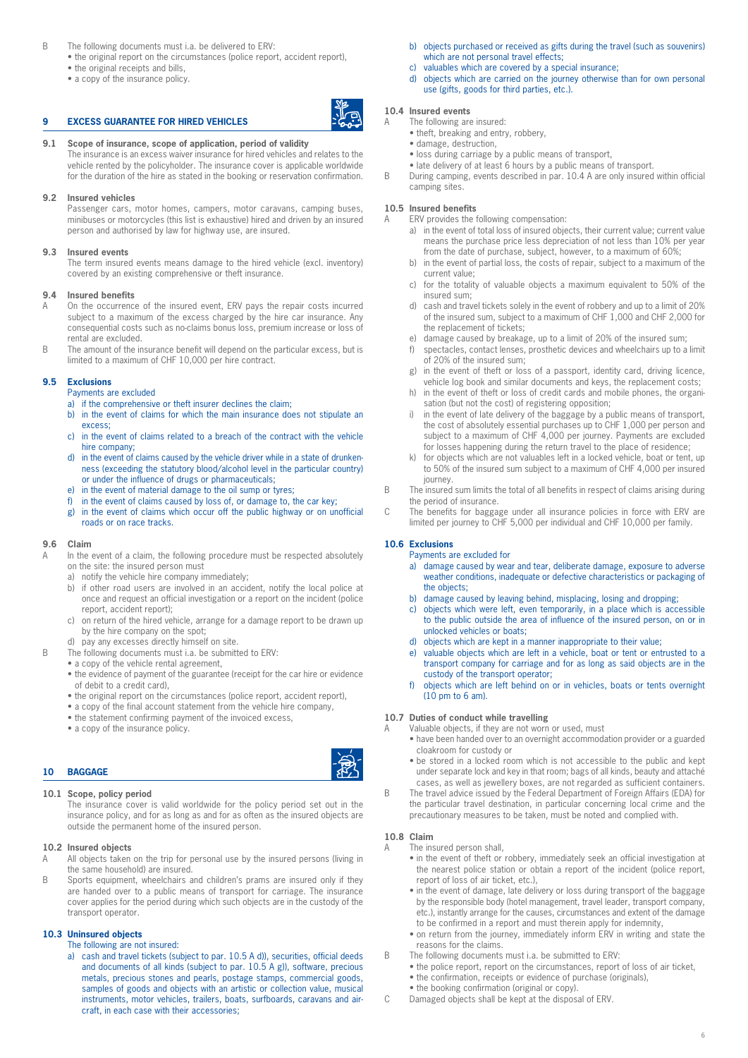B The following documents must i.a. be delivered to ERV:
- the original report on the circumstances (police report, accident report),
- the original receipts and bills,
- a copy of the insurance policy.

## 9 EXCESS GUARANTEE FOR HIRED VEHICLES

**9.1 Scope of insurance, scope of application, period of validity**
The insurance is an excess waiver insurance for hired vehicles and relates to the vehicle rented by the policyholder. The insurance cover is applicable worldwide for the duration of the hire as stated in the booking or reservation confirmation.

**9.2 Insured vehicles**
Passenger cars, motor homes, campers, motor caravans, camping buses, minibuses or motorcycles (this list is exhaustive) hired and driven by an insured person and authorised by law for highway use, are insured.

**9.3 Insured events**
The term insured events means damage to the hired vehicle (excl. inventory) covered by an existing comprehensive or theft insurance.

**9.4 Insured benefits**

A On the occurrence of the insured event, ERV pays the repair costs incurred subject to a maximum of the excess charged by the hire car insurance. Any consequential costs such as no-claims bonus loss, premium increase or loss of rental are excluded.

B The amount of the insurance benefit will depend on the particular excess, but is limited to a maximum of CHF 10,000 per hire contract.

**9.5 Exclusions**
Payments are excluded
- a) if the comprehensive or theft insurer declines the claim;
- b) in the event of claims for which the main insurance does not stipulate an excess;
- c) in the event of claims related to a breach of the contract with the vehicle hire company;
- d) in the event of claims caused by the vehicle driver while in a state of drunkenness (exceeding the statutory blood/alcohol level in the particular country) or under the influence of drugs or pharmaceuticals;
- e) in the event of material damage to the oil sump or tyres;
- f) in the event of claims caused by loss of, or damage to, the car key;
- g) in the event of claims which occur off the public highway or on unofficial roads or on race tracks.

**9.6 Claim**

A In the event of a claim, the following procedure must be respected absolutely on the site: the insured person must
- a) notify the vehicle hire company immediately;
- b) if other road users are involved in an accident, notify the local police at once and request an official investigation or a report on the incident (police report, accident report);
- c) on return of the hired vehicle, arrange for a damage report to be drawn up by the hire company on the spot;
- d) pay any excesses directly himself on site.

B The following documents must i.a. be submitted to ERV:
- a copy of the vehicle rental agreement,
- the evidence of payment of the guarantee (receipt for the car hire or evidence of debit to a credit card),
- the original report on the circumstances (police report, accident report),
- a copy of the final account statement from the vehicle hire company,
- the statement confirming payment of the invoiced excess,
- a copy of the insurance policy.

## 10 BAGGAGE

**10.1 Scope, policy period**
The insurance cover is valid worldwide for the policy period set out in the insurance policy, and for as long as and for as often as the insured objects are outside the permanent home of the insured person.

**10.2 Insured objects**

A All objects taken on the trip for personal use by the insured persons (living in the same household) are insured.

B Sports equipment, wheelchairs and children's prams are insured only if they are handed over to a public means of transport for carriage. The insurance cover applies for the period during which such objects are in the custody of the transport operator.

**10.3 Uninsured objects**
The following are not insured:
- a) cash and travel tickets (subject to par. 10.5 A d)), securities, official deeds and documents of all kinds (subject to par. 10.5 A g)), software, precious metals, precious stones and pearls, postage stamps, commercial goods, samples of goods and objects with an artistic or collection value, musical instruments, motor vehicles, trailers, boats, surfboards, caravans and aircraft, in each case with their accessories;
- b) objects purchased or received as gifts during the travel (such as souvenirs) which are not personal travel effects;
- c) valuables which are covered by a special insurance;
- d) objects which are carried on the journey otherwise than for own personal use (gifts, goods for third parties, etc.).

**10.4 Insured events**

A The following are insured:
- theft, breaking and entry, robbery,
- damage, destruction,
- loss during carriage by a public means of transport,
- late delivery of at least 6 hours by a public means of transport.

B During camping, events described in par. 10.4 A are only insured within official camping sites.

**10.5 Insured benefits**

A ERV provides the following compensation:
- a) in the event of total loss of insured objects, their current value; current value means the purchase price less depreciation of not less than 10% per year from the date of purchase, subject, however, to a maximum of 60%;
- b) in the event of partial loss, the costs of repair, subject to a maximum of the current value;
- c) for the totality of valuable objects a maximum equivalent to 50% of the insured sum;
- d) cash and travel tickets solely in the event of robbery and up to a limit of 20% of the insured sum, subject to a maximum of CHF 1,000 and CHF 2,000 for the replacement of tickets;
- e) damage caused by breakage, up to a limit of 20% of the insured sum;
- f) spectacles, contact lenses, prosthetic devices and wheelchairs up to a limit of 20% of the insured sum;
- g) in the event of theft or loss of a passport, identity card, driving licence, vehicle log book and similar documents and keys, the replacement costs;
- h) in the event of theft or loss of credit cards and mobile phones, the organisation (but not the cost) of registering opposition;
- i) in the event of late delivery of the baggage by a public means of transport, the cost of absolutely essential purchases up to CHF 1,000 per person and subject to a maximum of CHF 4,000 per journey. Payments are excluded for losses happening during the return travel to the place of residence;
- k) for objects which are valuables left in a locked vehicle, boat or tent, up to 50% of the insured sum subject to a maximum of CHF 4,000 per insured journey.

B The insured sum limits the total of all benefits in respect of claims arising during the period of insurance.

C The benefits for baggage under all insurance policies in force with ERV are limited per journey to CHF 5,000 per individual and CHF 10,000 per family.

**10.6 Exclusions**
Payments are excluded for
- a) damage caused by wear and tear, deliberate damage, exposure to adverse weather conditions, inadequate or defective characteristics or packaging of the objects;
- b) damage caused by leaving behind, misplacing, losing and dropping;
- c) objects which were left, even temporarily, in a place which is accessible to the public outside the area of influence of the insured person, on or in unlocked vehicles or boats;
- d) objects which are kept in a manner inappropriate to their value;
- e) valuable objects which are left in a vehicle, boat or tent or entrusted to a transport company for carriage and for as long as said objects are in the custody of the transport operator;
- f) objects which are left behind on or in vehicles, boats or tents overnight (10 pm to 6 am).

**10.7 Duties of conduct while travelling**

A Valuable objects, if they are not worn or used, must
- have been handed over to an overnight accommodation provider or a guarded cloakroom for custody or
- be stored in a locked room which is not accessible to the public and kept under separate lock and key in that room; bags of all kinds, beauty and attaché cases, as well as jewellery boxes, are not regarded as sufficient containers.

B The travel advice issued by the Federal Department of Foreign Affairs (EDA) for the particular travel destination, in particular concerning local crime and the precautionary measures to be taken, must be noted and complied with.

**10.8 Claim**

A The insured person shall,
- in the event of theft or robbery, immediately seek an official investigation at the nearest police station or obtain a report of the incident (police report, report of loss of air ticket, etc.),
- in the event of damage, late delivery or loss during transport of the baggage by the responsible body (hotel management, travel leader, transport company, etc.), instantly arrange for the causes, circumstances and extent of the damage to be confirmed in a report and must therein apply for indemnity,
- on return from the journey, immediately inform ERV in writing and state the reasons for the claims.

B The following documents must i.a. be submitted to ERV:
- the police report, report on the circumstances, report of loss of air ticket,
- the confirmation, receipts or evidence of purchase (originals),
- the booking confirmation (original or copy).

C Damaged objects shall be kept at the disposal of ERV.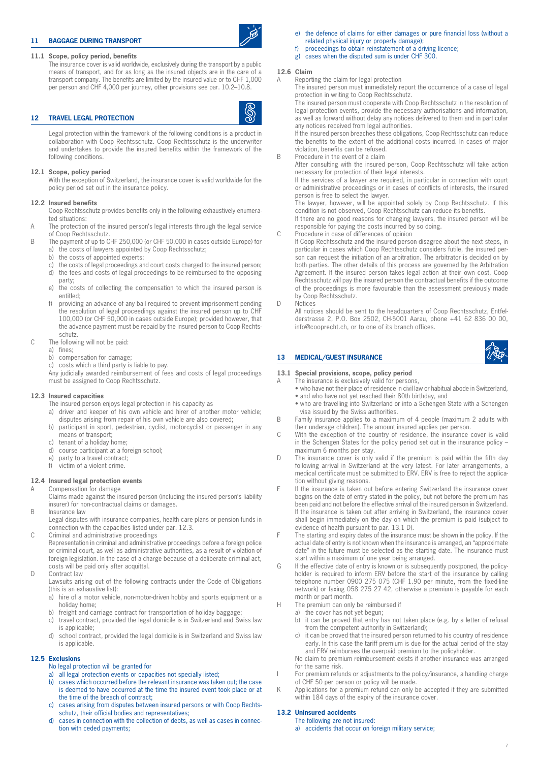## 11 BAGGAGE DURING TRANSPORT

### 11.1 Scope, policy period, benefits

The insurance cover is valid worldwide, exclusively during the transport by a public means of transport, and for as long as the insured objects are in the care of a transport company. The benefits are limited by the insured value or to CHF 1,000 per person and CHF 4,000 per journey, other provisions see par. 10.2–10.8.

## 12 TRAVEL LEGAL PROTECTION

Legal protection within the framework of the following conditions is a product in collaboration with Coop Rechtsschutz. Coop Rechtsschutz is the underwriter and undertakes to provide the insured benefits within the framework of the following conditions.

### 12.1 Scope, policy period

With the exception of Switzerland, the insurance cover is valid worldwide for the policy period set out in the insurance policy.

### 12.2 Insured benefits

Coop Rechtsschutz provides benefits only in the following exhaustively enumerated situations:

A The protection of the insured person's legal interests through the legal service of Coop Rechtsschutz.

B The payment of up to CHF 250,000 (or CHF 50,000 in cases outside Europe) for
- a) the costs of lawyers appointed by Coop Rechtsschutz;
- b) the costs of appointed experts;
- c) the costs of legal proceedings and court costs charged to the insured person;
- d) the fees and costs of legal proceedings to be reimbursed to the opposing party;
- e) the costs of collecting the compensation to which the insured person is entitled;
- f) providing an advance of any bail required to prevent imprisonment pending the resolution of legal proceedings against the insured person up to CHF 100,000 (or CHF 50,000 in cases outside Europe); provided however, that the advance payment must be repaid by the insured person to Coop Rechtsschutz.

C The following will not be paid:
- a) fines;
- b) compensation for damage;
- c) costs which a third party is liable to pay.

Any judicially awarded reimbursement of fees and costs of legal proceedings must be assigned to Coop Rechtsschutz.

### 12.3 Insured capacities

The insured person enjoys legal protection in his capacity as
- a) driver and keeper of his own vehicle and hirer of another motor vehicle; disputes arising from repair of his own vehicle are also covered;
- b) participant in sport, pedestrian, cyclist, motorcyclist or passenger in any means of transport;
- c) tenant of a holiday home;
- d) course participant at a foreign school;
- e) party to a travel contract;
- f) victim of a violent crime.

### 12.4 Insured legal protection events

A Compensation for damage
Claims made against the insured person (including the insured person's liability insurer) for non-contractual claims or damages.

B Insurance law
Legal disputes with insurance companies, health care plans or pension funds in connection with the capacities listed under par. 12.3.

C Criminal and administrative proceedings
Representation in criminal and administrative proceedings before a foreign police or criminal court, as well as administrative authorities, as a result of violation of foreign legislation. In the case of a charge because of a deliberate criminal act, costs will be paid only after acquittal.

D Contract law
Lawsuits arising out of the following contracts under the Code of Obligations (this is an exhaustive list):
- a) hire of a motor vehicle, non-motor-driven hobby and sports equipment or a holiday home;
- b) freight and carriage contract for transportation of holiday baggage;
- c) travel contract, provided the legal domicile is in Switzerland and Swiss law is applicable;
- d) school contract, provided the legal domicile is in Switzerland and Swiss law is applicable.

### 12.5 Exclusions

No legal protection will be granted for
- a) all legal protection events or capacities not specially listed;
- b) cases which occurred before the relevant insurance was taken out; the case is deemed to have occurred at the time the insured event took place or at the time of the breach of contract;
- c) cases arising from disputes between insured persons or with Coop Rechtsschutz, their official bodies and representatives;
- d) cases in connection with the collection of debts, as well as cases in connection with ceded payments;
- e) the defence of claims for either damages or pure financial loss (without a related physical injury or property damage);
- f) proceedings to obtain reinstatement of a driving licence;
- g) cases when the disputed sum is under CHF 300.

### 12.6 Claim

A Reporting the claim for legal protection
The insured person must immediately report the occurrence of a case of legal protection in writing to Coop Rechtsschutz.
The insured person must cooperate with Coop Rechtsschutz in the resolution of legal protection events, provide the necessary authorisations and information, as well as forward without delay any notices delivered to them and in particular any notices received from legal authorities.
If the insured person breaches these obligations, Coop Rechtsschutz can reduce the benefits to the extent of the additional costs incurred. In cases of major violation, benefits can be refused.

B Procedure in the event of a claim
After consulting with the insured person, Coop Rechtsschutz will take action necessary for protection of their legal interests.
If the services of a lawyer are required, in particular in connection with court or administrative proceedings or in cases of conflicts of interests, the insured person is free to select the lawyer.
The lawyer, however, will be appointed solely by Coop Rechtsschutz. If this condition is not observed, Coop Rechtsschutz can reduce its benefits.
If there are no good reasons for changing lawyers, the insured person will be responsible for paying the costs incurred by so doing.

C Procedure in case of differences of opinion
If Coop Rechtsschutz and the insured person disagree about the next steps, in particular in cases which Coop Rechtsschutz considers futile, the insured person can request the initiation of an arbitration. The arbitrator is decided on by both parties. The other details of this process are governed by the Arbitration Agreement. If the insured person takes legal action at their own cost, Coop Rechtsschutz will pay the insured person the contractual benefits if the outcome of the proceedings is more favourable than the assessment previously made by Coop Rechtsschutz.

D Notices
All notices should be sent to the headquarters of Coop Rechtsschutz, Entfelderstrasse 2, P.O. Box 2502, CH-5001 Aarau, phone +41 62 836 00 00, info@cooprecht.ch, or to one of its branch offices.

## 13 MEDICAL/GUEST INSURANCE

### 13.1 Special provisions, scope, policy period

A The insurance is exclusively valid for persons,
- who have not their place of residence in civil law or habitual abode in Switzerland,
- and who have not yet reached their 80th birthday, and
- who are travelling into Switzerland or into a Schengen State with a Schengen visa issued by the Swiss authorities.

B Family insurance applies to a maximum of 4 people (maximum 2 adults with their underage children). The amount insured applies per person.

C With the exception of the country of residence, the insurance cover is valid in the Schengen States for the policy period set out in the insurance policy – maximum 6 months per stay.

D The insurance cover is only valid if the premium is paid within the fifth day following arrival in Switzerland at the very latest. For later arrangements, a medical certificate must be submitted to ERV. ERV is free to reject the application without giving reasons.

E If the insurance is taken out before entering Switzerland the insurance cover begins on the date of entry stated in the policy, but not before the premium has been paid and not before the effective arrival of the insured person in Switzerland. If the insurance is taken out after arriving in Switzerland, the insurance cover shall begin immediately on the day on which the premium is paid (subject to evidence of health pursuant to par. 13.1 D).

F The starting and expiry dates of the insurance must be shown in the policy. If the actual date of entry is not known when the insurance is arranged, an "approximate date" in the future must be selected as the starting date. The insurance must start within a maximum of one year being arranged.

G If the effective date of entry is known or is subsequently postponed, the policyholder is required to inform ERV before the start of the insurance by calling telephone number 0900 275 075 (CHF 1.90 per minute, from the fixed-line network) or faxing 058 275 27 42, otherwise a premium is payable for each month or part month.

H The premium can only be reimbursed if
- a) the cover has not yet begun;
- b) it can be proved that entry has not taken place (e.g. by a letter of refusal from the competent authority in Switzerland);
- c) it can be proved that the insured person returned to his country of residence early. In this case the tariff premium is due for the actual period of the stay and ERV reimburses the overpaid premium to the policyholder.

No claim to premium reimbursement exists if another insurance was arranged for the same risk.

I For premium refunds or adjustments to the policy/insurance, a handling charge of CHF 50 per person or policy will be made.

K Applications for a premium refund can only be accepted if they are submitted within 184 days of the expiry of the insurance cover.

### 13.2 Uninsured accidents

The following are not insured:
- a) accidents that occur on foreign military service;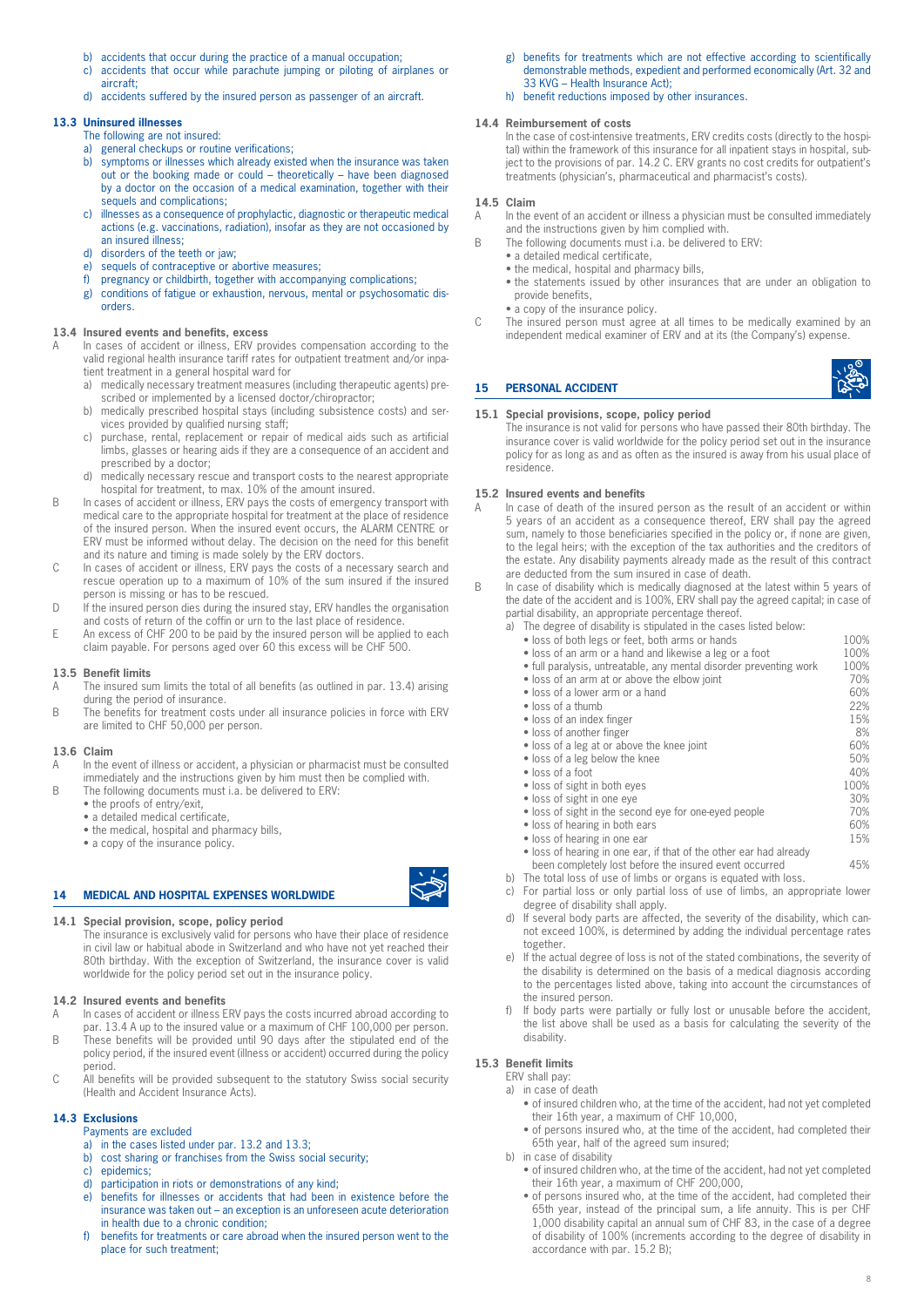b) accidents that occur during the practice of a manual occupation;
c) accidents that occur while parachute jumping or piloting of airplanes or aircraft;
d) accidents suffered by the insured person as passenger of an aircraft.

### 13.3 Uninsured illnesses

The following are not insured:

a) general checkups or routine verifications;
b) symptoms or illnesses which already existed when the insurance was taken out or the booking made or could – theoretically – have been diagnosed by a doctor on the occasion of a medical examination, together with their sequels and complications;
c) illnesses as a consequence of prophylactic, diagnostic or therapeutic medical actions (e.g. vaccinations, radiation), insofar as they are not occasioned by an insured illness;
d) disorders of the teeth or jaw;
e) sequels of contraceptive or abortive measures;
f) pregnancy or childbirth, together with accompanying complications;
g) conditions of fatigue or exhaustion, nervous, mental or psychosomatic disorders.

### 13.4 Insured events and benefits, excess

A In cases of accident or illness, ERV provides compensation according to the valid regional health insurance tariff rates for outpatient treatment and/or inpatient treatment in a general hospital ward for
   a) medically necessary treatment measures (including therapeutic agents) prescribed or implemented by a licensed doctor/chiropractor;
   b) medically prescribed hospital stays (including subsistence costs) and services provided by qualified nursing staff;
   c) purchase, rental, replacement or repair of medical aids such as artificial limbs, glasses or hearing aids if they are a consequence of an accident and prescribed by a doctor;
   d) medically necessary rescue and transport costs to the nearest appropriate hospital for treatment, to max. 10% of the amount insured.

B In cases of accident or illness, ERV pays the costs of emergency transport with medical care to the appropriate hospital for treatment at the place of residence of the insured person. When the insured event occurs, the ALARM CENTRE or ERV must be informed without delay. The decision on the need for this benefit and its nature and timing is made solely by the ERV doctors.

C In cases of accident or illness, ERV pays the costs of a necessary search and rescue operation up to a maximum of 10% of the sum insured if the insured person is missing or has to be rescued.

D If the insured person dies during the insured stay, ERV handles the organisation and costs of return of the coffin or urn to the last place of residence.

E An excess of CHF 200 to be paid by the insured person will be applied to each claim payable. For persons aged over 60 this excess will be CHF 500.

### 13.5 Benefit limits

A The insured sum limits the total of all benefits (as outlined in par. 13.4) arising during the period of insurance.

B The benefits for treatment costs under all insurance policies in force with ERV are limited to CHF 50,000 per person.

### 13.6 Claim

A In the event of illness or accident, a physician or pharmacist must be consulted immediately and the instructions given by him must then be complied with.

B The following documents must i.a. be delivered to ERV:
   - the proofs of entry/exit,
   - a detailed medical certificate,
   - the medical, hospital and pharmacy bills,
   - a copy of the insurance policy.

## 14 MEDICAL AND HOSPITAL EXPENSES WORLDWIDE

### 14.1 Special provision, scope, policy period

The insurance is exclusively valid for persons who have their place of residence in civil law or habitual abode in Switzerland and who have not yet reached their 80th birthday. With the exception of Switzerland, the insurance cover is valid worldwide for the policy period set out in the insurance policy.

### 14.2 Insured events and benefits

A In cases of accident or illness ERV pays the costs incurred abroad according to par. 13.4 A up to the insured value or a maximum of CHF 100,000 per person.

B These benefits will be provided until 90 days after the stipulated end of the policy period, if the insured event (illness or accident) occurred during the policy period.

C All benefits will be provided subsequent to the statutory Swiss social security (Health and Accident Insurance Acts).

### 14.3 Exclusions

Payments are excluded

a) in the cases listed under par. 13.2 and 13.3;
b) cost sharing or franchises from the Swiss social security;
c) epidemics;
d) participation in riots or demonstrations of any kind;
e) benefits for illnesses or accidents that had been in existence before the insurance was taken out – an exception is an unforeseen acute deterioration in health due to a chronic condition;
f) benefits for treatments or care abroad when the insured person went to the place for such treatment;
g) benefits for treatments which are not effective according to scientifically demonstrable methods, expedient and performed economically (Art. 32 and 33 KVG – Health Insurance Act);
h) benefit reductions imposed by other insurances.

### 14.4 Reimbursement of costs

In the case of cost-intensive treatments, ERV credits costs (directly to the hospital) within the framework of this insurance for all inpatient stays in hospital, subject to the provisions of par. 14.2 C. ERV grants no cost credits for outpatient's treatments (physician's, pharmaceutical and pharmacist's costs).

### 14.5 Claim

A In the event of an accident or illness a physician must be consulted immediately and the instructions given by him complied with.

B The following documents must i.a. be delivered to ERV:
   - a detailed medical certificate,
   - the medical, hospital and pharmacy bills,
   - the statements issued by other insurances that are under an obligation to provide benefits,
   - a copy of the insurance policy.

C The insured person must agree at all times to be medically examined by an independent medical examiner of ERV and at its (the Company's) expense.

## 15 PERSONAL ACCIDENT

### 15.1 Special provisions, scope, policy period

The insurance is not valid for persons who have passed their 80th birthday. The insurance cover is valid worldwide for the policy period set out in the insurance policy for as long as and as often as the insured is away from his usual place of residence.

### 15.2 Insured events and benefits

A In case of death of the insured person as the result of an accident or within 5 years of an accident as a consequence thereof, ERV shall pay the agreed sum, namely to those beneficiaries specified in the policy or, if none are given, to the legal heirs; with the exception of the tax authorities and the creditors of the estate. Any disability payments already made as the result of this contract are deducted from the sum insured in case of death.

B In case of disability which is medically diagnosed at the latest within 5 years of the date of the accident and is 100%, ERV shall pay the agreed capital; in case of partial disability, an appropriate percentage thereof.
   a) The degree of disability is stipulated in the cases listed below:

| | |
|---|---|
| • loss of both legs or feet, both arms or hands | 100% |
| • loss of an arm or a hand and likewise a leg or a foot | 100% |
| • full paralysis, untreatable, any mental disorder preventing work | 100% |
| • loss of an arm at or above the elbow joint | 70% |
| • loss of a lower arm or a hand | 60% |
| • loss of a thumb | 22% |
| • loss of an index finger | 15% |
| • loss of another finger | 8% |
| • loss of a leg at or above the knee joint | 60% |
| • loss of a leg below the knee | 50% |
| • loss of a foot | 40% |
| • loss of sight in both eyes | 100% |
| • loss of sight in one eye | 30% |
| • loss of sight in the second eye for one-eyed people | 70% |
| • loss of hearing in both ears | 60% |
| • loss of hearing in one ear | 15% |
| • loss of hearing in one ear, if that of the other ear had already been completely lost before the insured event occurred | 45% |

   b) The total loss of use of limbs or organs is equated with loss.
   c) For partial loss or only partial loss of use of limbs, an appropriate lower degree of disability shall apply.
   d) If several body parts are affected, the severity of the disability, which cannot exceed 100%, is determined by adding the individual percentage rates together.
   e) If the actual degree of loss is not of the stated combinations, the severity of the disability is determined on the basis of a medical diagnosis according to the percentages listed above, taking into account the circumstances of the insured person.
   f) If body parts were partially or fully lost or unusable before the accident, the list above shall be used as a basis for calculating the severity of the disability.

### 15.3 Benefit limits

ERV shall pay:

a) in case of death
   - of insured children who, at the time of the accident, had not yet completed their 16th year, a maximum of CHF 10,000,
   - of persons insured who, at the time of the accident, had completed their 65th year, half of the agreed sum insured;
b) in case of disability
   - of insured children who, at the time of the accident, had not yet completed their 16th year, a maximum of CHF 200,000,
   - of persons insured who, at the time of the accident, had completed their 65th year, instead of the principal sum, a life annuity. This is per CHF 1,000 disability capital an annual sum of CHF 83, in the case of a degree of disability of 100% (increments according to the degree of disability in accordance with par. 15.2 B);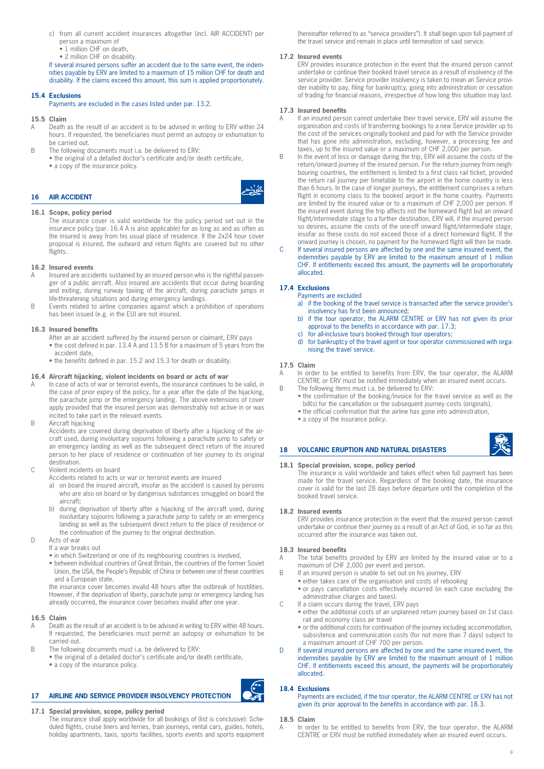c) from all current accident insurances altogether (incl. AIR ACCIDENT) per person a maximum of
   - 1 million CHF on death,
   - 2 million CHF on disability.

If several insured persons suffer an accident due to the same event, the indemnities payable by ERV are limited to a maximum of 15 million CHF for death and disability. If the claims exceed this amount, this sum is applied proportionately.

### 15.4 Exclusions

Payments are excluded in the cases listed under par. 13.2.

### 15.5 Claim

A Death as the result of an accident is to be advised in writing to ERV within 24 hours. If requested, the beneficiaries must permit an autopsy or exhumation to be carried out.

B The following documents must i.a. be delivered to ERV:
- the original of a detailed doctor's certificate and/or death certificate,
- a copy of the insurance policy.

## 16 AIR ACCIDENT

### 16.1 Scope, policy period

The insurance cover is valid worldwide for the policy period set out in the insurance policy (par. 16.4 A is also applicable) for as long as and as often as the insured is away from his usual place of residence. If the 2x24 hour cover proposal is insured, the outward and return flights are covered but no other flights.

### 16.2 Insured events

A Insured are accidents sustained by an insured person who is the rightful passenger of a public aircraft. Also insured are accidents that occur during boarding and exiting, during runway taxiing of the aircraft, during parachute jumps in life-threatening situations and during emergency landings.

B Events related to airline companies against which a prohibition of operations has been issued (e.g. in the EU) are not insured.

### 16.3 Insured benefits

After an air accident suffered by the insured person or claimant, ERV pays
- the cost defined in par. 13.4 A and 13.5 B for a maximum of 5 years from the accident date,
- the benefits defined in par. 15.2 and 15.3 for death or disability.

### 16.4 Aircraft hijacking, violent incidents on board or acts of war

A In case of acts of war or terrorist events, the insurance continues to be valid, in the case of prior expiry of the policy, for a year after the date of the hijacking, the parachute jump or the emergency landing. The above extensions of cover apply provided that the insured person was demonstrably not active in or was incited to take part in the relevant events.

B Aircraft hijacking

Accidents are covered during deprivation of liberty after a hijacking of the aircraft used, during involuntary sojourns following a parachute jump to safety or an emergency landing as well as the subsequent direct return of the insured person to her place of residence or continuation of her journey to its original destination.

C Violent incidents on board

Accidents related to acts or war or terrorist events are insured

a) on board the insured aircraft, insofar as the accident is caused by persons who are also on board or by dangerous substances smuggled on board the aircraft;

b) during deprivation of liberty after a hijacking of the aircraft used, during involuntary sojourns following a parachute jump to safety or an emergency landing as well as the subsequent direct return to the place of residence or the continuation of the journey to the original destination.

D Acts of war

If a war breaks out
- in which Switzerland or one of its neighbouring countries is involved,
- between individual countries of Great Britain, the countries of the former Soviet Union, the USA, the People's Republic of China or between one of these countries and a European state,

the insurance cover becomes invalid 48 hours after the outbreak of hostilities. However, if the deprivation of liberty, parachute jump or emergency landing has already occurred, the insurance cover becomes invalid after one year.

### 16.5 Claim

A Death as the result of an accident is to be advised in writing to ERV within 48 hours. If requested, the beneficiaries must permit an autopsy or exhumation to be carried out.

B The following documents must i.a. be delivered to ERV:
- the original of a detailed doctor's certificate and/or death certificate,
- a copy of the insurance policy.

## 17 AIRLINE AND SERVICE PROVIDER INSOLVENCY PROTECTION

### 17.1 Special provision, scope, policy period

The insurance shall apply worldwide for all bookings of (list is conclusive): Scheduled flights, cruise liners and ferries, train journeys, rental cars, guides, hotels, holiday apartments, taxis, sports facilities, sports events and sports equipment (hereinafter referred to as "service providers"). It shall begin upon full payment of the travel service and remain in place until termination of said service.

### 17.2 Insured events

ERV provides insurance protection in the event that the insured person cannot undertake or continue their booked travel service as a result of insolvency of the service provider. Service provider insolvency is taken to mean an Service provider inability to pay, filing for bankruptcy, going into administration or cessation of trading for financial reasons, irrespective of how long this situation may last.

### 17.3 Insured benefits

A If an insured person cannot undertake their travel service, ERV will assume the organisation and costs of transferring bookings to a new Service provider up to the cost of the services originally booked and paid for with the Service provider that has gone into administration, excluding, however, a processing fee and taxes, up to the insured value or a maximum of CHF 2,000 per person.

B In the event of loss or damage during the trip, ERV will assume the costs of the return/onward journey of the insured person. For the return journey from neighbouring countries, the entitlement is limited to a first class rail ticket, provided the return rail journey per timetable to the airport in the home country is less than 6 hours. In the case of longer journeys, the entitlement comprises a return flight in economy class to the booked airport in the home country. Payments are limited by the insured value or to a maximum of CHF 2,000 per person. If the insured event during the trip affects not the homeward flight but an onward flight/intermediate stage to a further destination, ERV will, if the insured person so desires, assume the costs of the one-off onward flight/intermediate stage, insofar as these costs do not exceed those of a direct homeward flight. If the onward journey is chosen, no payment for the homeward flight will then be made.

C If several insured persons are affected by one and the same insured event, the indemnities payable by ERV are limited to the maximum amount of 1 million CHF. If entitlements exceed this amount, the payments will be proportionately allocated.

### 17.4 Exclusions

Payments are excluded

a) if the booking of the travel service is transacted after the service provider's insolvency has first been announced;

b) if the tour operator, the ALARM CENTRE or ERV has not given its prior approval to the benefits in accordance with par. 17.3;

c) for all-inclusive tours booked through tour operators;

d) for bankruptcy of the travel agent or tour operator commissioned with organising the travel service.

### 17.5 Claim

A In order to be entitled to benefits from ERV, the tour operator, the ALARM CENTRE or ERV must be notified immediately when an insured event occurs.

B The following items must i.a. be delivered to ERV:
- the confirmation of the booking/invoice for the travel service as well as the bill(s) for the cancellation or the subsequent journey costs (originals),
- the official confirmation that the airline has gone into administration,
- a copy of the insurance policy.

## 18 VOLCANIC ERUPTION AND NATURAL DISASTERS

### 18.1 Special provision, scope, policy period

The insurance is valid worldwide and takes effect when full payment has been made for the travel service. Regardless of the booking date, the insurance cover is valid for the last 28 days before departure until the completion of the booked travel service.

### 18.2 Insured events

ERV provides insurance protection in the event that the insured person cannot undertake or continue their journey as a result of an Act of God, in so far as this occurred after the insurance was taken out.

### 18.3 Insured benefits

A The total benefits provided by ERV are limited by the insured value or to a maximum of CHF 2,000 per event and person.

B If an insured person is unable to set out on his journey, ERV
- either takes care of the organisation and costs of rebooking
- or pays cancellation costs effectively incurred (in each case excluding the administrative charges and taxes).

C If a claim occurs during the travel, ERV pays
- either the additional costs of an unplanned return journey based on 1st class rail and economy class air travel
- or the additional costs for continuation of the journey including accommodation, subsistence and communication costs (for not more than 7 days) subject to a maximum amount of CHF 700 per person.

D If several insured persons are affected by one and the same insured event, the indemnities payable by ERV are limited to the maximum amount of 1 million CHF. If entitlements exceed this amount, the payments will be proportionately allocated.

### 18.4 Exclusions

Payments are excluded, if the tour operator, the ALARM CENTRE or ERV has not given its prior approval to the benefits in accordance with par. 18.3.

### 18.5 Claim

A In order to be entitled to benefits from ERV, the tour operator, the ALARM CENTRE or ERV must be notified immediately when an insured event occurs.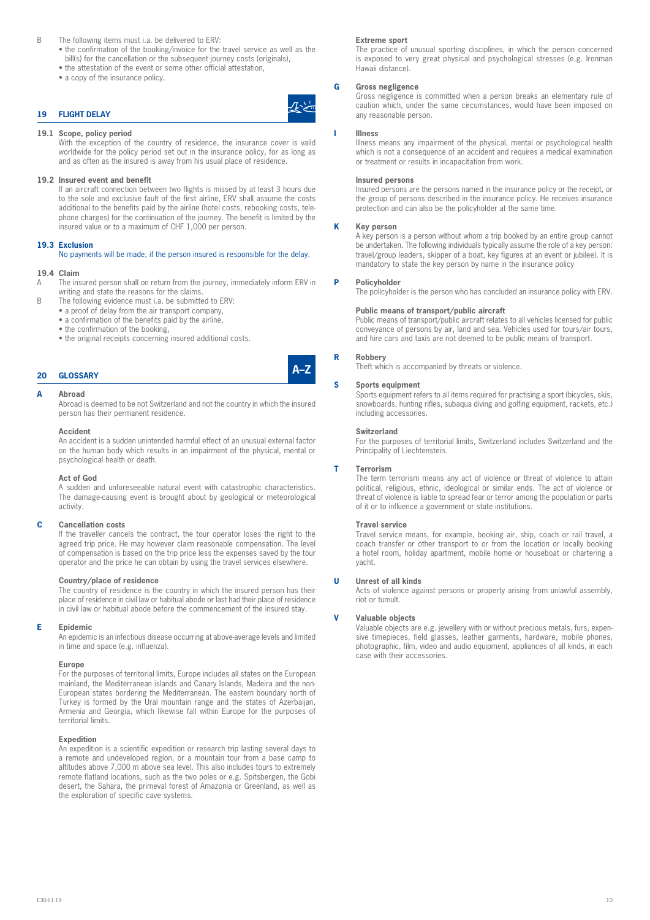B The following items must i.a. be delivered to ERV:
- the confirmation of the booking/invoice for the travel service as well as the bill(s) for the cancellation or the subsequent journey costs (originals),
- the attestation of the event or some other official attestation,
- a copy of the insurance policy.

## 19 FLIGHT DELAY

**19.1 Scope, policy period**
With the exception of the country of residence, the insurance cover is valid worldwide for the policy period set out in the insurance policy, for as long as and as often as the insured is away from his usual place of residence.

**19.2 Insured event and benefit**
If an aircraft connection between two flights is missed by at least 3 hours due to the sole and exclusive fault of the first airline, ERV shall assume the costs additional to the benefits paid by the airline (hotel costs, rebooking costs, telephone charges) for the continuation of the journey. The benefit is limited by the insured value or to a maximum of CHF 1,000 per person.

**19.3 Exclusion**
No payments will be made, if the person insured is responsible for the delay.

**19.4 Claim**
A The insured person shall on return from the journey, immediately inform ERV in writing and state the reasons for the claims.
B The following evidence must i.a. be submitted to ERV:
- a proof of delay from the air transport company,
- a confirmation of the benefits paid by the airline,
- the confirmation of the booking,
- the original receipts concerning insured additional costs.

## 20 GLOSSARY

A–Z

**A**

**Abroad**
Abroad is deemed to be not Switzerland and not the country in which the insured person has their permanent residence.

**Accident**
An accident is a sudden unintended harmful effect of an unusual external factor on the human body which results in an impairment of the physical, mental or psychological health or death.

**Act of God**
A sudden and unforeseeable natural event with catastrophic characteristics. The damage-causing event is brought about by geological or meteorological activity.

**C**

**Cancellation costs**
If the traveller cancels the contract, the tour operator loses the right to the agreed trip price. He may however claim reasonable compensation. The level of compensation is based on the trip price less the expenses saved by the tour operator and the price he can obtain by using the travel services elsewhere.

**Country/place of residence**
The country of residence is the country in which the insured person has their place of residence in civil law or habitual abode or last had their place of residence in civil law or habitual abode before the commencement of the insured stay.

**E**

**Epidemic**
An epidemic is an infectious disease occurring at above-average levels and limited in time and space (e.g. influenza).

**Europe**
For the purposes of territorial limits, Europe includes all states on the European mainland, the Mediterranean islands and Canary Islands, Madeira and the non-European states bordering the Mediterranean. The eastern boundary north of Turkey is formed by the Ural mountain range and the states of Azerbaijan, Armenia and Georgia, which likewise fall within Europe for the purposes of territorial limits.

**Expedition**
An expedition is a scientific expedition or research trip lasting several days to a remote and undeveloped region, or a mountain tour from a base camp to altitudes above 7,000 m above sea level. This also includes tours to extremely remote flatland locations, such as the two poles or e.g. Spitsbergen, the Gobi desert, the Sahara, the primeval forest of Amazonia or Greenland, as well as the exploration of specific cave systems.

**Extreme sport**
The practice of unusual sporting disciplines, in which the person concerned is exposed to very great physical and psychological stresses (e.g. Ironman Hawaii distance).

**G**

**Gross negligence**
Gross negligence is committed when a person breaks an elementary rule of caution which, under the same circumstances, would have been imposed on any reasonable person.

**I**

**Illness**
Illness means any impairment of the physical, mental or psychological health which is not a consequence of an accident and requires a medical examination or treatment or results in incapacitation from work.

**Insured persons**
Insured persons are the persons named in the insurance policy or the receipt, or the group of persons described in the insurance policy. He receives insurance protection and can also be the policyholder at the same time.

**K**

**Key person**
A key person is a person without whom a trip booked by an entire group cannot be undertaken. The following individuals typically assume the role of a key person: travel/group leaders, skipper of a boat, key figures at an event or jubilee). It is mandatory to state the key person by name in the insurance policy

**P**

**Policyholder**
The policyholder is the person who has concluded an insurance policy with ERV.

**Public means of transport/public aircraft**
Public means of transport/public aircraft relates to all vehicles licensed for public conveyance of persons by air, land and sea. Vehicles used for tours/air tours, and hire cars and taxis are not deemed to be public means of transport.

**R**

**Robbery**
Theft which is accompanied by threats or violence.

**S**

**Sports equipment**
Sports equipment refers to all items required for practising a sport (bicycles, skis, snowboards, hunting rifles, subaqua diving and golfing equipment, rackets, etc.) including accessories.

**Switzerland**
For the purposes of territorial limits, Switzerland includes Switzerland and the Principality of Liechtenstein.

**T**

**Terrorism**
The term terrorism means any act of violence or threat of violence to attain political, religious, ethnic, ideological or similar ends. The act of violence or threat of violence is liable to spread fear or terror among the population or parts of it or to influence a government or state institutions.

**Travel service**
Travel service means, for example, booking air, ship, coach or rail travel, a coach transfer or other transport to or from the location or locally booking a hotel room, holiday apartment, mobile home or houseboat or chartering a yacht.

**U**

**Unrest of all kinds**
Acts of violence against persons or property arising from unlawful assembly, riot or tumult.

**V**

**Valuable objects**
Valuable objects are e.g. jewellery with or without precious metals, furs, expensive timepieces, field glasses, leather garments, hardware, mobile phones, photographic, film, video and audio equipment, appliances of all kinds, in each case with their accessories.

E30-11.19